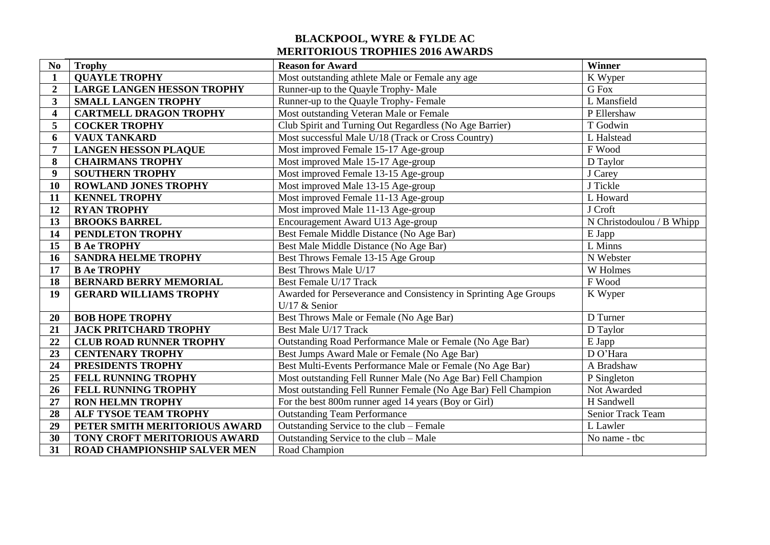# BLACKPOOL, WYRE & FYLDE AC
## MERITORIOUS TROPHIES 2016 AWARDS

| No | Trophy | Reason for Award | Winner |
|---|---|---|---|
| 1 | QUAYLE TROPHY | Most outstanding athlete Male or Female any age | K Wyper |
| 2 | LARGE LANGEN HESSON TROPHY | Runner-up to the Quayle Trophy- Male | G Fox |
| 3 | SMALL LANGEN TROPHY | Runner-up to the Quayle Trophy- Female | L Mansfield |
| 4 | CARTMELL DRAGON TROPHY | Most outstanding Veteran Male or Female | P Ellershaw |
| 5 | COCKER TROPHY | Club Spirit and Turning Out Regardless (No Age Barrier) | T Godwin |
| 6 | VAUX TANKARD | Most successful Male U/18 (Track or Cross Country) | L Halstead |
| 7 | LANGEN HESSON PLAQUE | Most improved Female 15-17 Age-group | F Wood |
| 8 | CHAIRMANS TROPHY | Most improved Male 15-17 Age-group | D Taylor |
| 9 | SOUTHERN TROPHY | Most improved Female 13-15 Age-group | J Carey |
| 10 | ROWLAND JONES TROPHY | Most improved Male 13-15 Age-group | J Tickle |
| 11 | KENNEL TROPHY | Most improved Female 11-13 Age-group | L Howard |
| 12 | RYAN TROPHY | Most improved Male 11-13 Age-group | J Croft |
| 13 | BROOKS BARREL | Encouragement Award U13 Age-group | N Christodoulou / B Whipp |
| 14 | PENDLETON TROPHY | Best Female Middle Distance (No Age Bar) | E Japp |
| 15 | B Ae TROPHY | Best Male Middle Distance (No Age Bar) | L Minns |
| 16 | SANDRA HELME TROPHY | Best Throws Female 13-15 Age Group | N Webster |
| 17 | B Ae TROPHY | Best Throws Male U/17 | W Holmes |
| 18 | BERNARD BERRY MEMORIAL | Best Female U/17 Track | F Wood |
| 19 | GERARD WILLIAMS TROPHY | Awarded for Perseverance and Consistency in Sprinting Age Groups U/17 & Senior | K Wyper |
| 20 | BOB HOPE TROPHY | Best Throws Male or Female (No Age Bar) | D Turner |
| 21 | JACK PRITCHARD TROPHY | Best Male U/17 Track | D Taylor |
| 22 | CLUB ROAD RUNNER TROPHY | Outstanding Road Performance Male or Female (No Age Bar) | E Japp |
| 23 | CENTENARY TROPHY | Best Jumps Award Male or Female (No Age Bar) | D O'Hara |
| 24 | PRESIDENTS TROPHY | Best Multi-Events Performance Male or Female (No Age Bar) | A Bradshaw |
| 25 | FELL RUNNING TROPHY | Most outstanding Fell Runner Male (No Age Bar) Fell Champion | P Singleton |
| 26 | FELL RUNNING TROPHY | Most outstanding Fell Runner Female (No Age Bar) Fell Champion | Not Awarded |
| 27 | RON HELMN TROPHY | For the best 800m runner aged 14 years (Boy or Girl) | H Sandwell |
| 28 | ALF TYSOE TEAM TROPHY | Outstanding Team Performance | Senior Track Team |
| 29 | PETER SMITH MERITORIOUS AWARD | Outstanding Service to the club – Female | L Lawler |
| 30 | TONY CROFT MERITORIOUS AWARD | Outstanding Service to the club – Male | No name - tbc |
| 31 | ROAD CHAMPIONSHIP SALVER MEN | Road Champion | |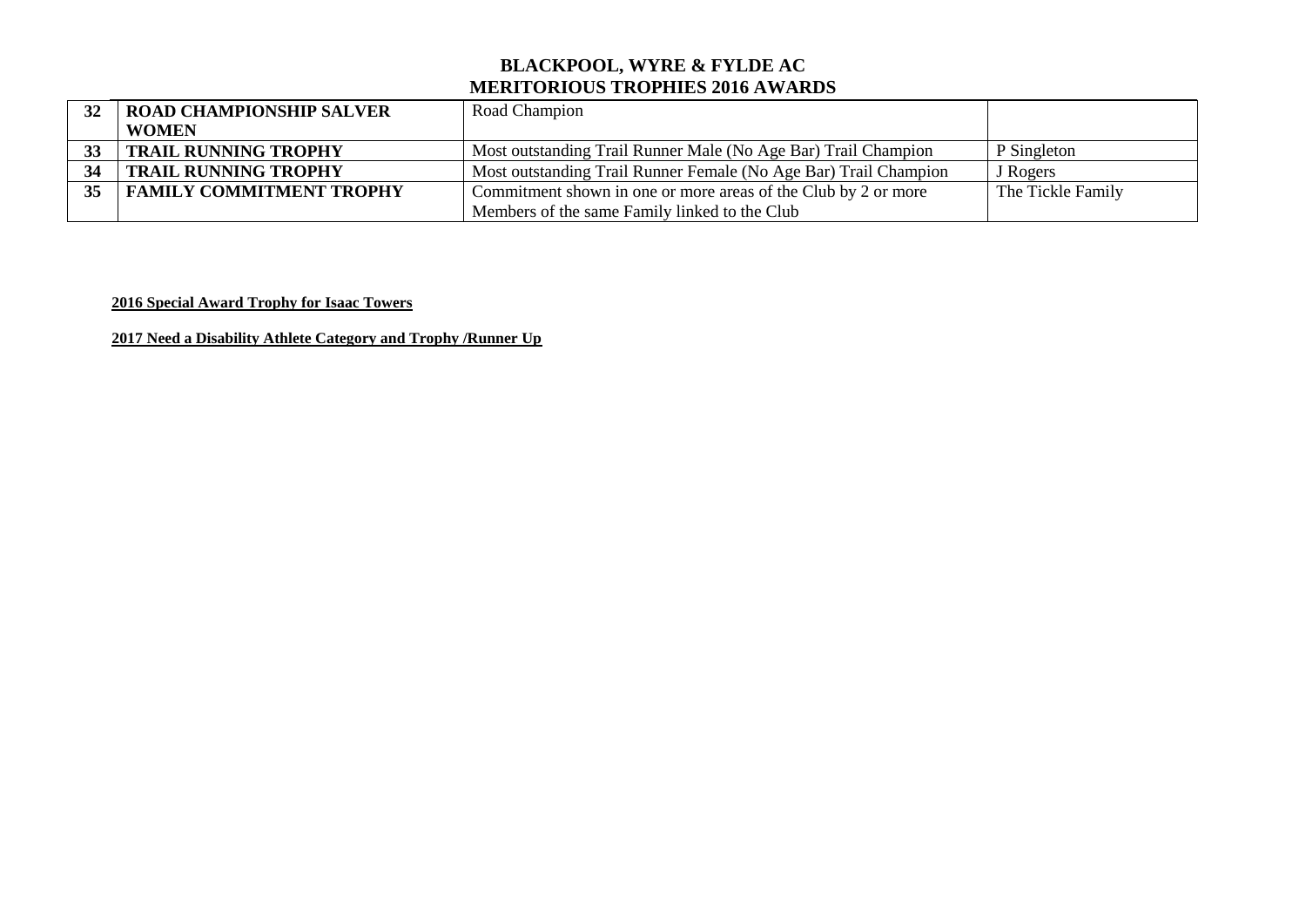# BLACKPOOL, WYRE & FYLDE AC
## MERITORIOUS TROPHIES 2016 AWARDS

| | | | |
|---|---|---|---|
| **32** | **ROAD CHAMPIONSHIP SALVER WOMEN** | Road Champion | |
| **33** | **TRAIL RUNNING TROPHY** | Most outstanding Trail Runner Male (No Age Bar) Trail Champion | P Singleton |
| **34** | **TRAIL RUNNING TROPHY** | Most outstanding Trail Runner Female (No Age Bar) Trail Champion | J Rogers |
| **35** | **FAMILY COMMITMENT TROPHY** | Commitment shown in one or more areas of the Club by 2 or more Members of the same Family linked to the Club | The Tickle Family |

**2016 Special Award Trophy for Isaac Towers**

**2017 Need a Disability Athlete Category and Trophy /Runner Up**